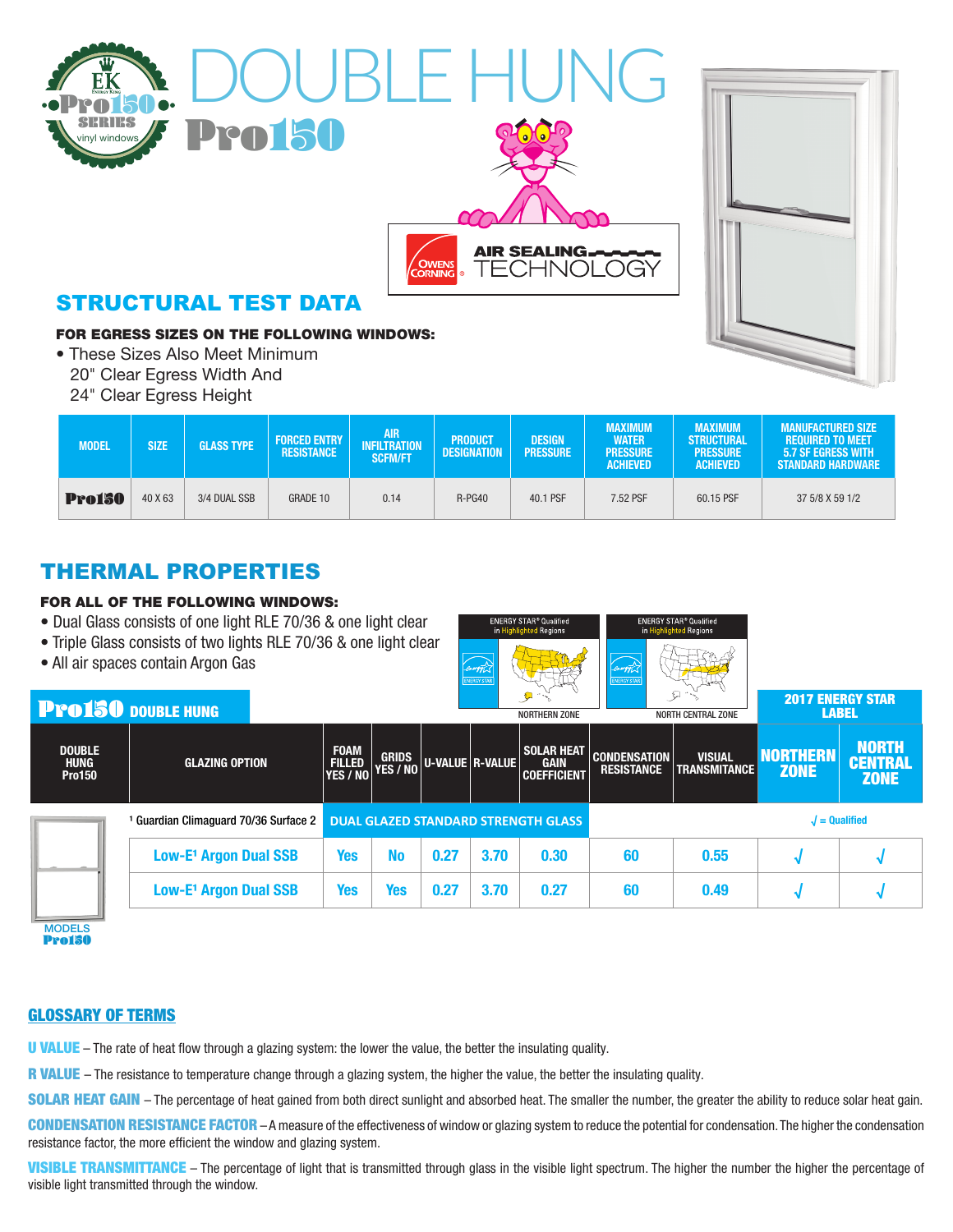# DOUBLE HUNG

## Pro150

AIR SEALING TECHNOLOGY

## STRUCTURAL TEST DATA

**FOR EGRESS SIZES ON THE FOLLOWING WINDOWS:**

- These Sizes Also Meet Minimum 20" Clear Egress Width And 24" Clear Egress Height

| MODEL | SIZE | GLASS TYPE | FORCED ENTRY RESISTANCE | AIR INFILTRATION SCFM/FT | PRODUCT DESIGNATION | DESIGN PRESSURE | MAXIMUM WATER PRESSURE ACHIEVED | MAXIMUM STRUCTURAL PRESSURE ACHIEVED | MANUFACTURED SIZE REQUIRED TO MEET 5.7 SF EGRESS WITH STANDARD HARDWARE |
|---|---|---|---|---|---|---|---|---|---|
| Pro150 | 40 X 63 | 3/4 DUAL SSB | GRADE 10 | 0.14 | R-PG40 | 40.1 PSF | 7.52 PSF | 60.15 PSF | 37 5/8 X 59 1/2 |

## THERMAL PROPERTIES

**FOR ALL OF THE FOLLOWING WINDOWS:**

- Dual Glass consists of one light RLE 70/36 & one light clear
- Triple Glass consists of two lights RLE 70/36 & one light clear
- All air spaces contain Argon Gas

ENERGY STAR® Qualified in Highlighted Regions — NORTHERN ZONE

ENERGY STAR® Qualified in Highlighted Regions — NORTH CENTRAL ZONE

### Pro150 DOUBLE HUNG

| DOUBLE HUNG Pro150 | GLAZING OPTION | FOAM FILLED YES / NO | GRIDS YES / NO | U-VALUE | R-VALUE | SOLAR HEAT GAIN COEFFICIENT | CONDENSATION RESISTANCE | VISUAL TRANSMITANCE | 2017 ENERGY STAR LABEL: NORTHERN ZONE | 2017 ENERGY STAR LABEL: NORTH CENTRAL ZONE |
|---|---|---|---|---|---|---|---|---|---|---|
| MODELS Pro150 | [1] Guardian Climaguard 70/36 Surface 2 | DUAL GLAZED STANDARD STRENGTH GLASS | | | | | | | √ = Qualified | |
| | Low-E[1] Argon Dual SSB | Yes | No | 0.27 | 3.70 | 0.30 | 60 | 0.55 | √ | √ |
| | Low-E[1] Argon Dual SSB | Yes | Yes | 0.27 | 3.70 | 0.27 | 60 | 0.49 | √ | √ |

## GLOSSARY OF TERMS

**U VALUE** – The rate of heat flow through a glazing system: the lower the value, the better the insulating quality.

**R VALUE** – The resistance to temperature change through a glazing system, the higher the value, the better the insulating quality.

**SOLAR HEAT GAIN** – The percentage of heat gained from both direct sunlight and absorbed heat. The smaller the number, the greater the ability to reduce solar heat gain.

**CONDENSATION RESISTANCE FACTOR** – A measure of the effectiveness of window or glazing system to reduce the potential for condensation. The higher the condensation resistance factor, the more efficient the window and glazing system.

**VISIBLE TRANSMITTANCE** – The percentage of light that is transmitted through glass in the visible light spectrum. The higher the number the higher the percentage of visible light transmitted through the window.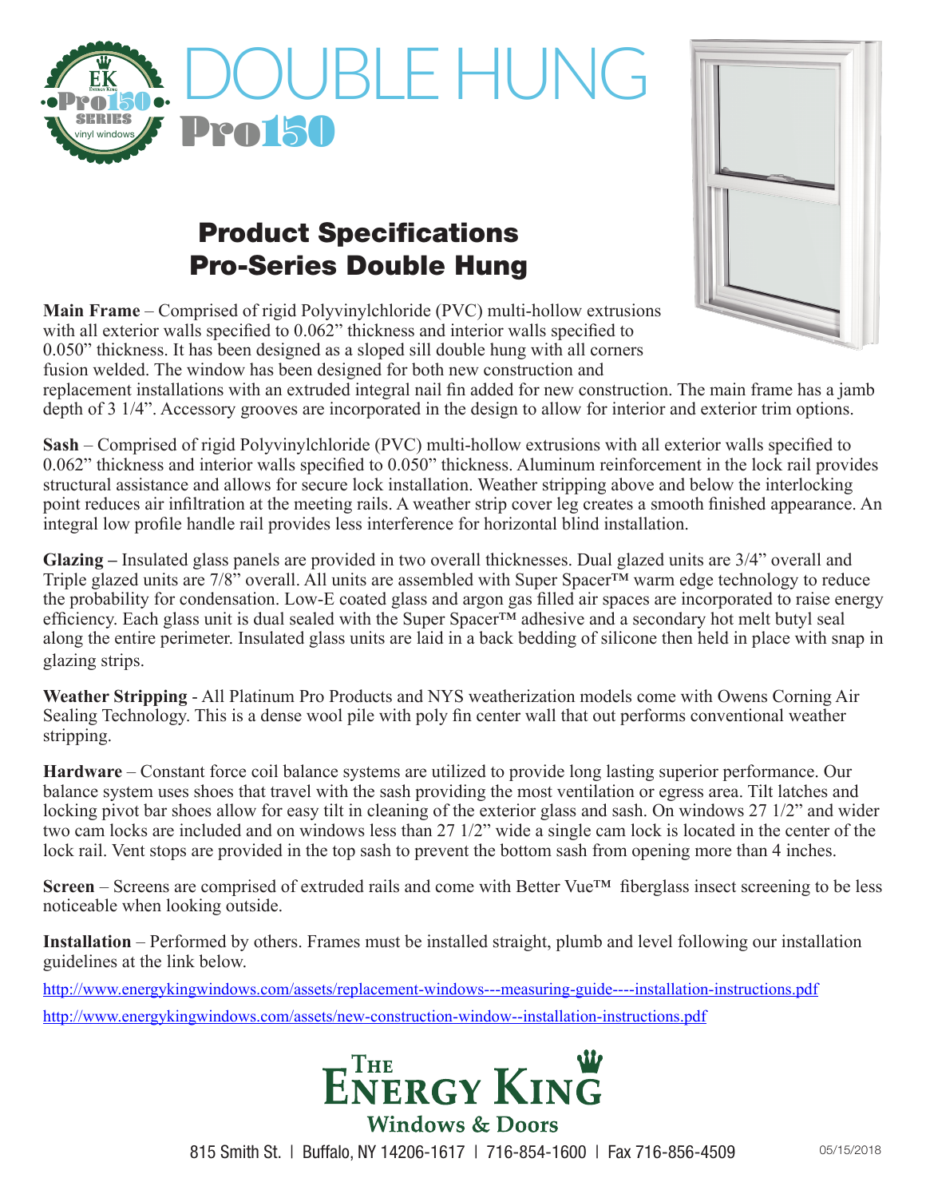# DOUBLE HUNG

# Pro150

## Product Specifications
## Pro-Series Double Hung

**Main Frame** – Comprised of rigid Polyvinylchloride (PVC) multi-hollow extrusions with all exterior walls specified to 0.062" thickness and interior walls specified to 0.050" thickness. It has been designed as a sloped sill double hung with all corners fusion welded. The window has been designed for both new construction and replacement installations with an extruded integral nail fin added for new construction. The main frame has a jamb depth of 3 1/4". Accessory grooves are incorporated in the design to allow for interior and exterior trim options.

**Sash** – Comprised of rigid Polyvinylchloride (PVC) multi-hollow extrusions with all exterior walls specified to 0.062" thickness and interior walls specified to 0.050" thickness. Aluminum reinforcement in the lock rail provides structural assistance and allows for secure lock installation. Weather stripping above and below the interlocking point reduces air infiltration at the meeting rails. A weather strip cover leg creates a smooth finished appearance. An integral low profile handle rail provides less interference for horizontal blind installation.

**Glazing –** Insulated glass panels are provided in two overall thicknesses. Dual glazed units are 3/4" overall and Triple glazed units are 7/8" overall. All units are assembled with Super Spacer™ warm edge technology to reduce the probability for condensation. Low-E coated glass and argon gas filled air spaces are incorporated to raise energy efficiency. Each glass unit is dual sealed with the Super Spacer™ adhesive and a secondary hot melt butyl seal along the entire perimeter. Insulated glass units are laid in a back bedding of silicone then held in place with snap in glazing strips.

**Weather Stripping** - All Platinum Pro Products and NYS weatherization models come with Owens Corning Air Sealing Technology. This is a dense wool pile with poly fin center wall that out performs conventional weather stripping.

**Hardware** – Constant force coil balance systems are utilized to provide long lasting superior performance. Our balance system uses shoes that travel with the sash providing the most ventilation or egress area. Tilt latches and locking pivot bar shoes allow for easy tilt in cleaning of the exterior glass and sash. On windows 27 1/2" and wider two cam locks are included and on windows less than 27 1/2" wide a single cam lock is located in the center of the lock rail. Vent stops are provided in the top sash to prevent the bottom sash from opening more than 4 inches.

**Screen** – Screens are comprised of extruded rails and come with Better Vue™ fiberglass insect screening to be less noticeable when looking outside.

**Installation** – Performed by others. Frames must be installed straight, plumb and level following our installation guidelines at the link below.

http://www.energykingwindows.com/assets/replacement-windows---measuring-guide----installation-instructions.pdf

http://www.energykingwindows.com/assets/new-construction-window--installation-instructions.pdf

The Energy King
Windows & Doors

815 Smith St. | Buffalo, NY 14206-1617 | 716-854-1600 | Fax 716-856-4509

05/15/2018